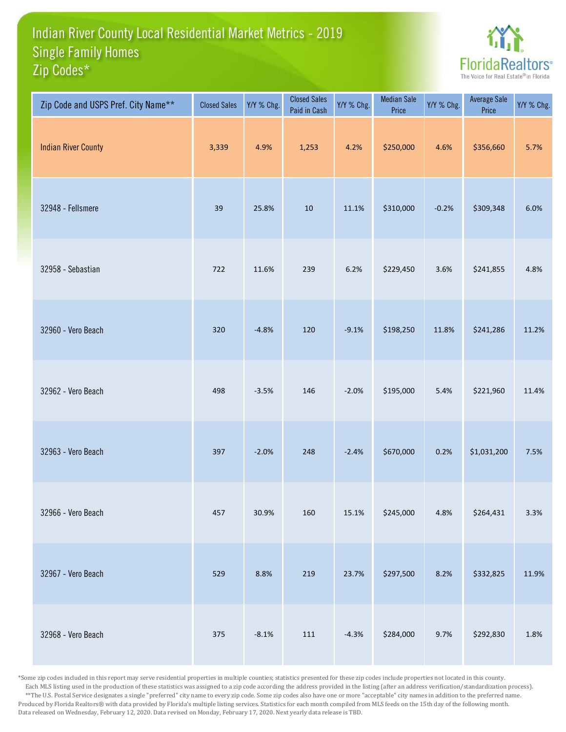# Indian River County Local Residential Market Metrics - 2019
## Single Family Homes
## Zip Codes*

FloridaRealtors®
The Voice for Real Estate® in Florida

| Zip Code and USPS Pref. City Name** | Closed Sales | Y/Y % Chg. | Closed Sales Paid in Cash | Y/Y % Chg. | Median Sale Price | Y/Y % Chg. | Average Sale Price | Y/Y % Chg. |
|---|---|---|---|---|---|---|---|---|
| Indian River County | 3,339 | 4.9% | 1,253 | 4.2% | $250,000 | 4.6% | $356,660 | 5.7% |
| 32948 - Fellsmere | 39 | 25.8% | 10 | 11.1% | $310,000 | -0.2% | $309,348 | 6.0% |
| 32958 - Sebastian | 722 | 11.6% | 239 | 6.2% | $229,450 | 3.6% | $241,855 | 4.8% |
| 32960 - Vero Beach | 320 | -4.8% | 120 | -9.1% | $198,250 | 11.8% | $241,286 | 11.2% |
| 32962 - Vero Beach | 498 | -3.5% | 146 | -2.0% | $195,000 | 5.4% | $221,960 | 11.4% |
| 32963 - Vero Beach | 397 | -2.0% | 248 | -2.4% | $670,000 | 0.2% | $1,031,200 | 7.5% |
| 32966 - Vero Beach | 457 | 30.9% | 160 | 15.1% | $245,000 | 4.8% | $264,431 | 3.3% |
| 32967 - Vero Beach | 529 | 8.8% | 219 | 23.7% | $297,500 | 8.2% | $332,825 | 11.9% |
| 32968 - Vero Beach | 375 | -8.1% | 111 | -4.3% | $284,000 | 9.7% | $292,830 | 1.8% |

*Some zip codes included in this report may serve residential properties in multiple counties; statistics presented for these zip codes include properties not located in this county. Each MLS listing used in the production of these statistics was assigned to a zip code according the address provided in the listing (after an address verification/standardization process).
**The U.S. Postal Service designates a single "preferred" city name to every zip code. Some zip codes also have one or more "acceptable" city names in addition to the preferred name.
Produced by Florida Realtors® with data provided by Florida's multiple listing services. Statistics for each month compiled from MLS feeds on the 15th day of the following month.
Data released on Wednesday, February 12, 2020. Data revised on Monday, February 17, 2020. Next yearly data release is TBD.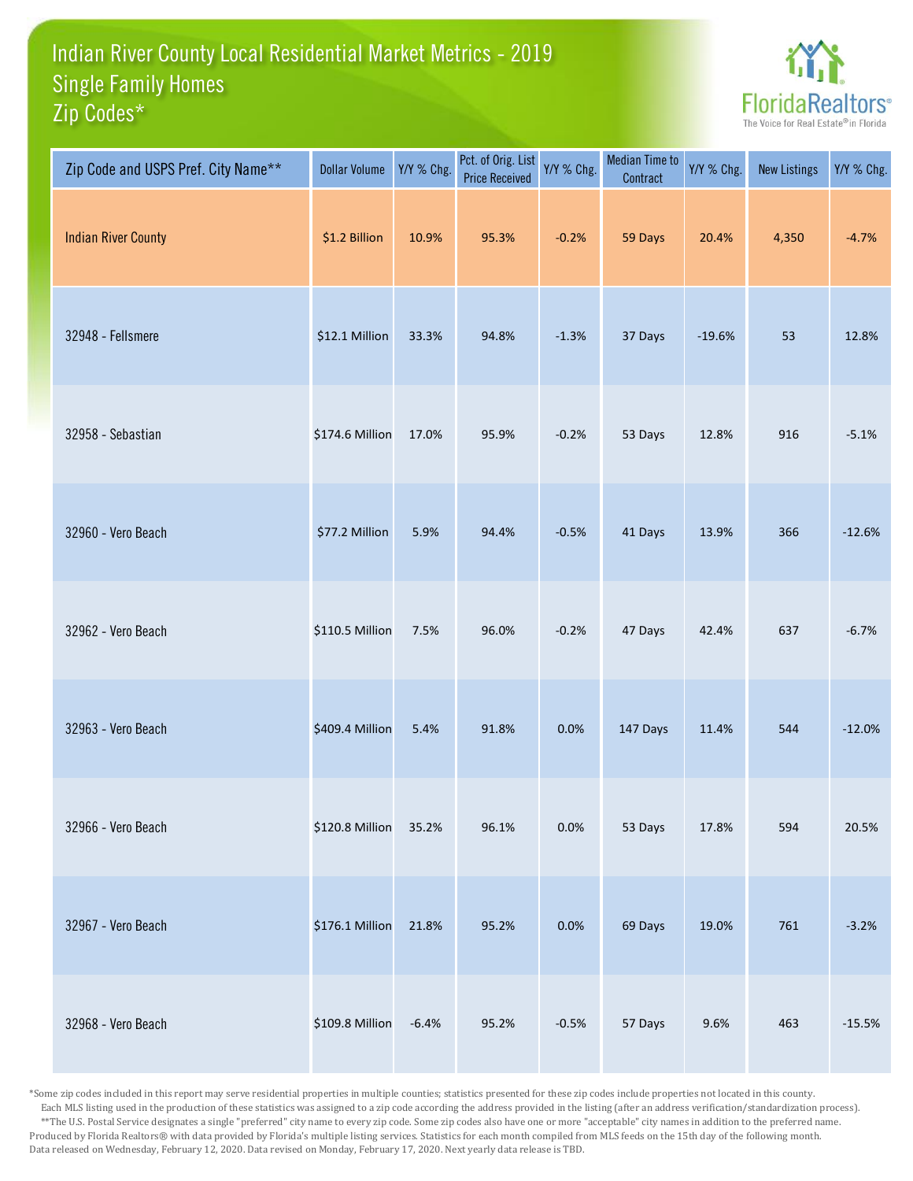# Indian River County Local Residential Market Metrics - 2019
## Single Family Homes
## Zip Codes*

FloridaRealtors® The Voice for Real Estate® in Florida

| Zip Code and USPS Pref. City Name** | Dollar Volume | Y/Y % Chg. | Pct. of Orig. List Price Received | Y/Y % Chg. | Median Time to Contract | Y/Y % Chg. | New Listings | Y/Y % Chg. |
|---|---|---|---|---|---|---|---|---|
| Indian River County | $1.2 Billion | 10.9% | 95.3% | -0.2% | 59 Days | 20.4% | 4,350 | -4.7% |
| 32948 - Fellsmere | $12.1 Million | 33.3% | 94.8% | -1.3% | 37 Days | -19.6% | 53 | 12.8% |
| 32958 - Sebastian | $174.6 Million | 17.0% | 95.9% | -0.2% | 53 Days | 12.8% | 916 | -5.1% |
| 32960 - Vero Beach | $77.2 Million | 5.9% | 94.4% | -0.5% | 41 Days | 13.9% | 366 | -12.6% |
| 32962 - Vero Beach | $110.5 Million | 7.5% | 96.0% | -0.2% | 47 Days | 42.4% | 637 | -6.7% |
| 32963 - Vero Beach | $409.4 Million | 5.4% | 91.8% | 0.0% | 147 Days | 11.4% | 544 | -12.0% |
| 32966 - Vero Beach | $120.8 Million | 35.2% | 96.1% | 0.0% | 53 Days | 17.8% | 594 | 20.5% |
| 32967 - Vero Beach | $176.1 Million | 21.8% | 95.2% | 0.0% | 69 Days | 19.0% | 761 | -3.2% |
| 32968 - Vero Beach | $109.8 Million | -6.4% | 95.2% | -0.5% | 57 Days | 9.6% | 463 | -15.5% |

*Some zip codes included in this report may serve residential properties in multiple counties; statistics presented for these zip codes include properties not located in this county. Each MLS listing used in the production of these statistics was assigned to a zip code according the address provided in the listing (after an address verification/standardization process).
**The U.S. Postal Service designates a single "preferred" city name to every zip code. Some zip codes also have one or more "acceptable" city names in addition to the preferred name.
Produced by Florida Realtors® with data provided by Florida's multiple listing services. Statistics for each month compiled from MLS feeds on the 15th day of the following month.
Data released on Wednesday, February 12, 2020. Data revised on Monday, February 17, 2020. Next yearly data release is TBD.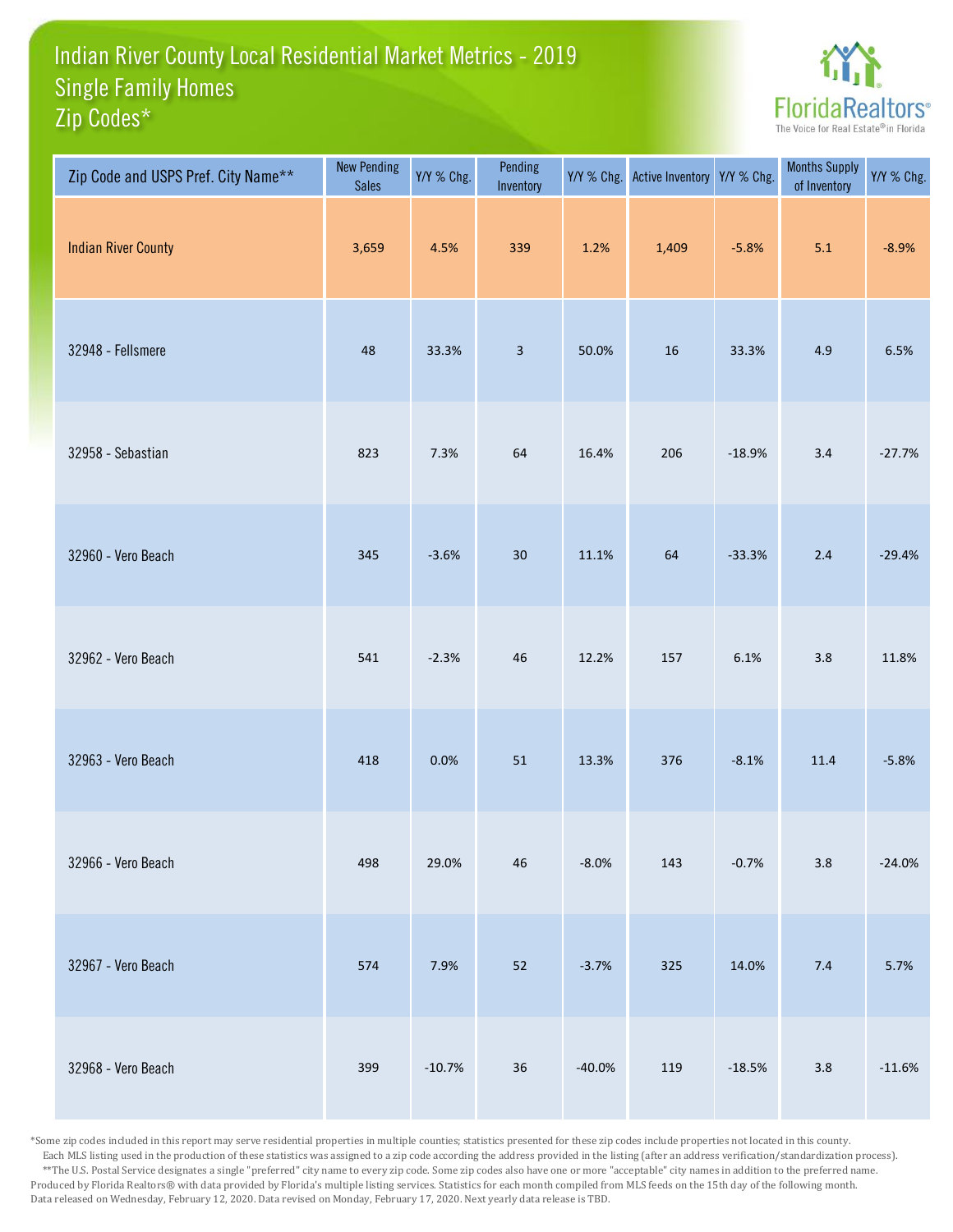# Indian River County Local Residential Market Metrics - 2019
## Single Family Homes
## Zip Codes*

FloridaRealtors® The Voice for Real Estate® in Florida

| Zip Code and USPS Pref. City Name** | New Pending Sales | Y/Y % Chg. | Pending Inventory | Y/Y % Chg. | Active Inventory | Y/Y % Chg. | Months Supply of Inventory | Y/Y % Chg. |
|---|---|---|---|---|---|---|---|---|
| Indian River County | 3,659 | 4.5% | 339 | 1.2% | 1,409 | -5.8% | 5.1 | -8.9% |
| 32948 - Fellsmere | 48 | 33.3% | 3 | 50.0% | 16 | 33.3% | 4.9 | 6.5% |
| 32958 - Sebastian | 823 | 7.3% | 64 | 16.4% | 206 | -18.9% | 3.4 | -27.7% |
| 32960 - Vero Beach | 345 | -3.6% | 30 | 11.1% | 64 | -33.3% | 2.4 | -29.4% |
| 32962 - Vero Beach | 541 | -2.3% | 46 | 12.2% | 157 | 6.1% | 3.8 | 11.8% |
| 32963 - Vero Beach | 418 | 0.0% | 51 | 13.3% | 376 | -8.1% | 11.4 | -5.8% |
| 32966 - Vero Beach | 498 | 29.0% | 46 | -8.0% | 143 | -0.7% | 3.8 | -24.0% |
| 32967 - Vero Beach | 574 | 7.9% | 52 | -3.7% | 325 | 14.0% | 7.4 | 5.7% |
| 32968 - Vero Beach | 399 | -10.7% | 36 | -40.0% | 119 | -18.5% | 3.8 | -11.6% |

*Some zip codes included in this report may serve residential properties in multiple counties; statistics presented for these zip codes include properties not located in this county. Each MLS listing used in the production of these statistics was assigned to a zip code according the address provided in the listing (after an address verification/standardization process).

**The U.S. Postal Service designates a single "preferred" city name to every zip code. Some zip codes also have one or more "acceptable" city names in addition to the preferred name.

Produced by Florida Realtors® with data provided by Florida's multiple listing services. Statistics for each month compiled from MLS feeds on the 15th day of the following month. Data released on Wednesday, February 12, 2020. Data revised on Monday, February 17, 2020. Next yearly data release is TBD.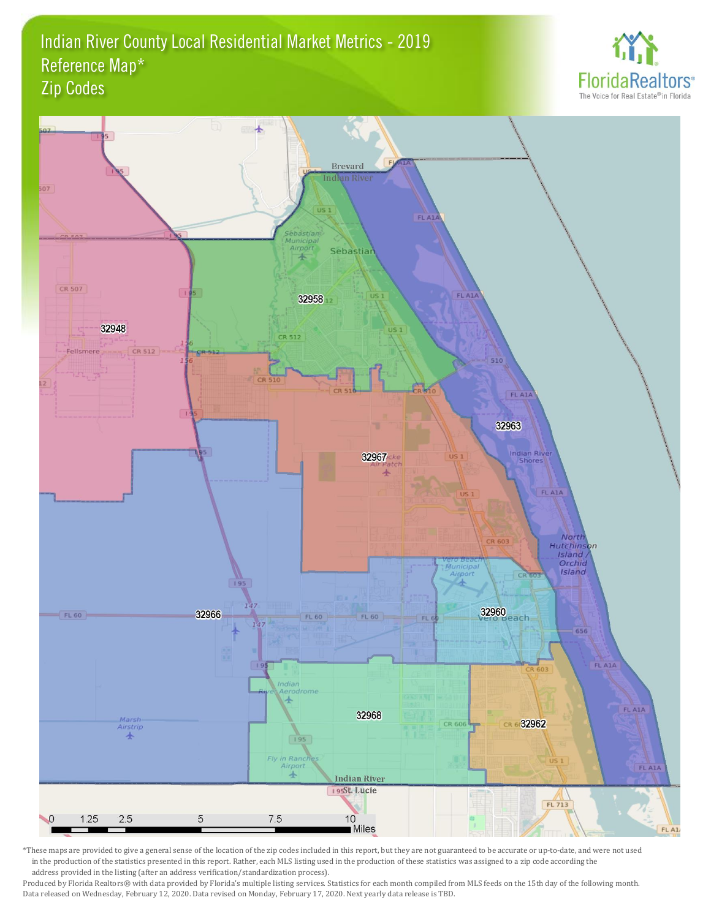# Indian River County Local Residential Market Metrics - 2019

## Reference Map*

## Zip Codes

FloridaRealtors®
The Voice for Real Estate® in Florida

32948
32958
32967
32963
32966
32960
32968
32962

0 1.25 2.5 5 7.5 10 Miles

*These maps are provided to give a general sense of the location of the zip codes included in this report, but they are not guaranteed to be accurate or up-to-date, and were not used in the production of the statistics presented in this report. Rather, each MLS listing used in the production of these statistics was assigned to a zip code according the address provided in the listing (after an address verification/standardization process).

Produced by Florida Realtors® with data provided by Florida's multiple listing services. Statistics for each month compiled from MLS feeds on the 15th day of the following month. Data released on Wednesday, February 12, 2020. Data revised on Monday, February 17, 2020. Next yearly data release is TBD.